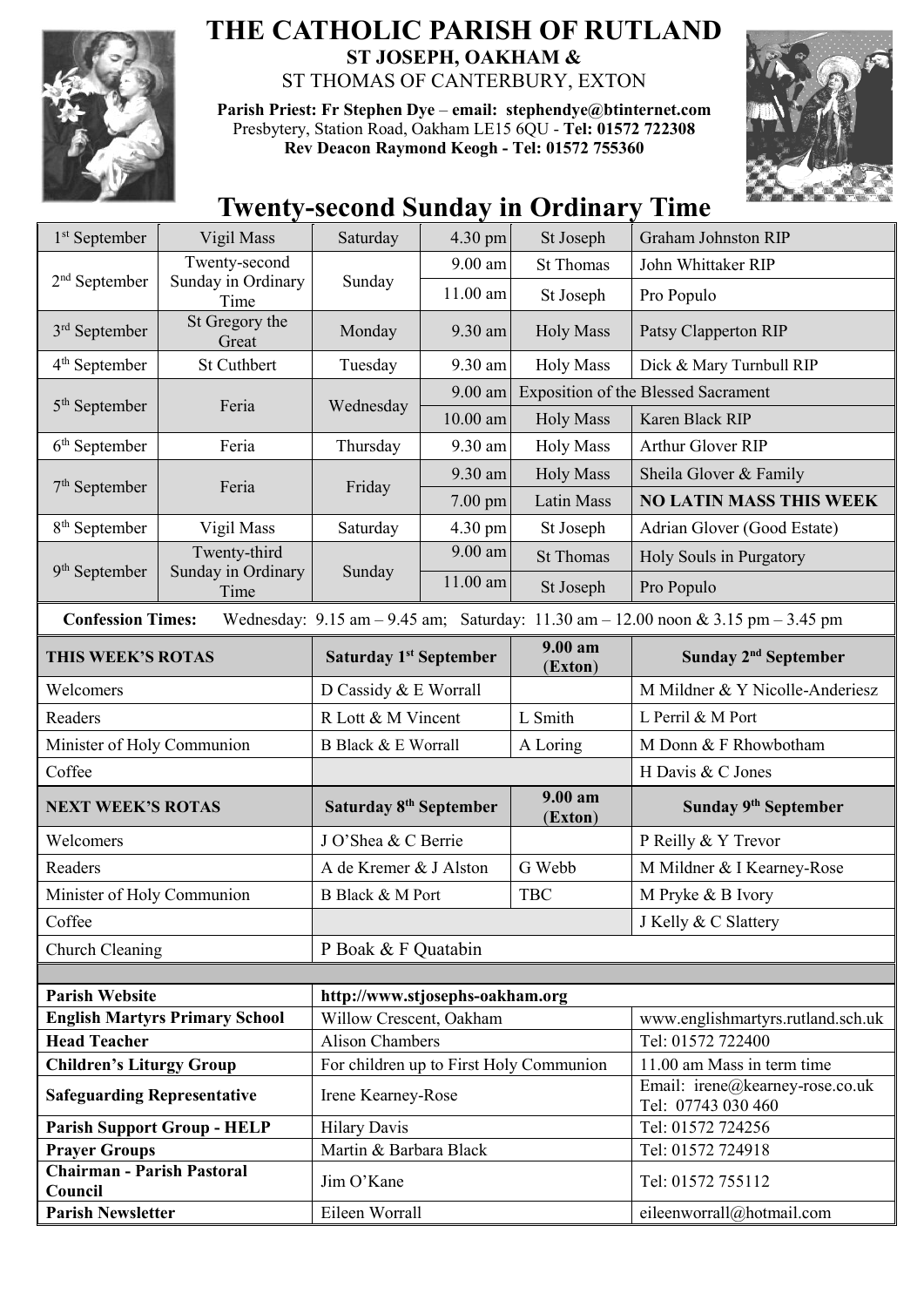# THE CATHOLIC PARISH OF RUTLAND

**ST JOSEPH, OAKHAM &**

ST THOMAS OF CANTERBURY, EXTON

**Parish Priest: Fr Stephen Dye – email: stephendye@btinternet.com**

Presbytery, Station Road, Oakham LE15 6QU - **Tel: 01572 722308**

**Rev Deacon Raymond Keogh - Tel: 01572 755360**

## Twenty-second Sunday in Ordinary Time

| Date | Occasion | Day | Time | Location | Intention |
|---|---|---|---|---|---|
| 1st September | Vigil Mass | Saturday | 4.30 pm | St Joseph | Graham Johnston RIP |
| 2nd September | Twenty-second Sunday in Ordinary Time | Sunday | 9.00 am | St Thomas | John Whittaker RIP |
| | | | 11.00 am | St Joseph | Pro Populo |
| 3rd September | St Gregory the Great | Monday | 9.30 am | Holy Mass | Patsy Clapperton RIP |
| 4th September | St Cuthbert | Tuesday | 9.30 am | Holy Mass | Dick & Mary Turnbull RIP |
| 5th September | Feria | Wednesday | 9.00 am | Exposition of the Blessed Sacrament | |
| | | | 10.00 am | Holy Mass | Karen Black RIP |
| 6th September | Feria | Thursday | 9.30 am | Holy Mass | Arthur Glover RIP |
| 7th September | Feria | Friday | 9.30 am | Holy Mass | Sheila Glover & Family |
| | | | 7.00 pm | Latin Mass | **NO LATIN MASS THIS WEEK** |
| 8th September | Vigil Mass | Saturday | 4.30 pm | St Joseph | Adrian Glover (Good Estate) |
| 9th September | Twenty-third Sunday in Ordinary Time | Sunday | 9.00 am | St Thomas | Holy Souls in Purgatory |
| | | | 11.00 am | St Joseph | Pro Populo |

**Confession Times:** Wednesday: 9.15 am – 9.45 am; Saturday: 11.30 am – 12.00 noon & 3.15 pm – 3.45 pm

| THIS WEEK'S ROTAS | Saturday 1st September | 9.00 am (Exton) | Sunday 2nd September |
|---|---|---|---|
| Welcomers | D Cassidy & E Worrall | | M Mildner & Y Nicolle-Anderiesz |
| Readers | R Lott & M Vincent | L Smith | L Perril & M Port |
| Minister of Holy Communion | B Black & E Worrall | A Loring | M Donn & F Rhowbotham |
| Coffee | | | H Davis & C Jones |
| **NEXT WEEK'S ROTAS** | **Saturday 8th September** | **9.00 am (Exton)** | **Sunday 9th September** |
| Welcomers | J O'Shea & C Berrie | | P Reilly & Y Trevor |
| Readers | A de Kremer & J Alston | G Webb | M Mildner & I Kearney-Rose |
| Minister of Holy Communion | B Black & M Port | TBC | M Pryke & B Ivory |
| Coffee | | | J Kelly & C Slattery |
| Church Cleaning | P Boak & F Quatabin | | |

| | | |
|---|---|---|
| **Parish Website** | **http://www.stjosephs-oakham.org** | |
| **English Martyrs Primary School** | Willow Crescent, Oakham | www.englishmartyrs.rutland.sch.uk |
| **Head Teacher** | Alison Chambers | Tel: 01572 722400 |
| **Children's Liturgy Group** | For children up to First Holy Communion | 11.00 am Mass in term time |
| **Safeguarding Representative** | Irene Kearney-Rose | Email: irene@kearney-rose.co.uk Tel: 07743 030 460 |
| **Parish Support Group - HELP** | Hilary Davis | Tel: 01572 724256 |
| **Prayer Groups** | Martin & Barbara Black | Tel: 01572 724918 |
| **Chairman - Parish Pastoral Council** | Jim O'Kane | Tel: 01572 755112 |
| **Parish Newsletter** | Eileen Worrall | eileenworrall@hotmail.com |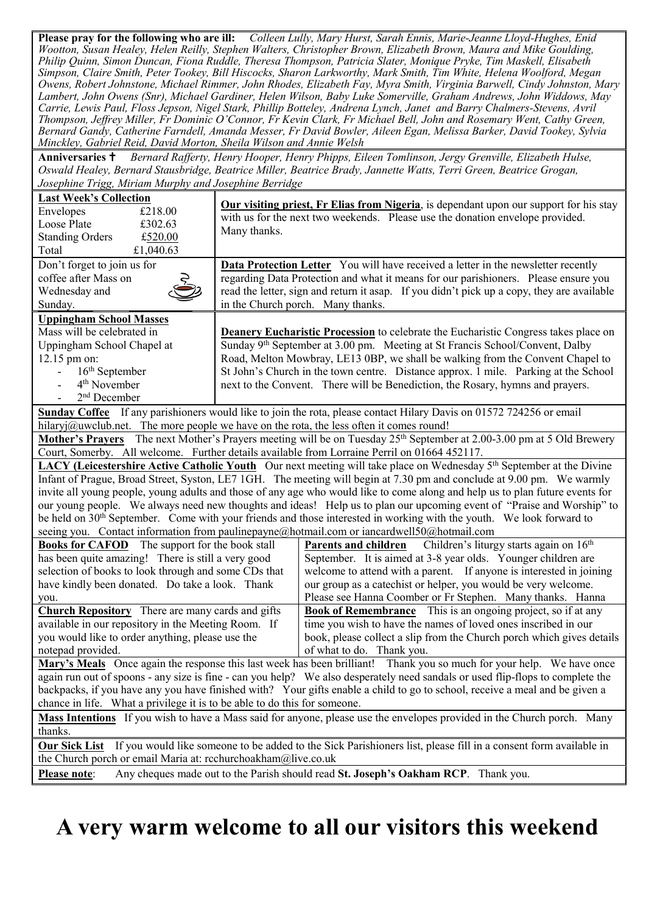**Please pray for the following who are ill:** *Colleen Lully, Mary Hurst, Sarah Ennis, Marie-Jeanne Lloyd-Hughes, Enid Wootton, Susan Healey, Helen Reilly, Stephen Walters, Christopher Brown, Elizabeth Brown, Maura and Mike Goulding, Philip Quinn, Simon Duncan, Fiona Ruddle, Theresa Thompson, Patricia Slater, Monique Pryke, Tim Maskell, Elisabeth Simpson, Claire Smith, Peter Tookey, Bill Hiscocks, Sharon Larkworthy, Mark Smith, Tim White, Helena Woolford, Megan Owens, Robert Johnstone, Michael Rimmer, John Rhodes, Elizabeth Fay, Myra Smith, Virginia Barwell, Cindy Johnston, Mary Lambert, John Owens (Snr), Michael Gardiner, Helen Wilson, Baby Luke Somerville, Graham Andrews, John Widdows, May Carrie, Lewis Paul, Floss Jepson, Nigel Stark, Phillip Botteley, Andrena Lynch, Janet and Barry Chalmers-Stevens, Avril Thompson, Jeffrey Miller, Fr Dominic O'Connor, Fr Kevin Clark, Fr Michael Bell, John and Rosemary Went, Cathy Green, Bernard Gandy, Catherine Farndell, Amanda Messer, Fr David Bowler, Aileen Egan, Melissa Barker, David Tookey, Sylvia Minckley, Gabriel Reid, David Morton, Sheila Wilson and Annie Welsh*

**Anniversaries ✝** *Bernard Rafferty, Henry Hooper, Henry Phipps, Eileen Tomlinson, Jergy Grenville, Elizabeth Hulse, Oswald Healey, Bernard Stausbridge, Beatrice Miller, Beatrice Brady, Jannette Watts, Terri Green, Beatrice Grogan, Josephine Trigg, Miriam Murphy and Josephine Berridge*

**Last Week's Collection**

| | |
|---|---|
| Envelopes | £218.00 |
| Loose Plate | £302.63 |
| Standing Orders | £520.00 |
| Total | £1,040.63 |

**Our visiting priest, Fr Elias from Nigeria**, is dependant upon our support for his stay with us for the next two weekends. Please use the donation envelope provided. Many thanks.

Don't forget to join us for coffee after Mass on Wednesday and Sunday.

**Data Protection Letter** You will have received a letter in the newsletter recently regarding Data Protection and what it means for our parishioners. Please ensure you read the letter, sign and return it asap. If you didn't pick up a copy, they are available in the Church porch. Many thanks.

**Uppingham School Masses**

Mass will be celebrated in Uppingham School Chapel at 12.15 pm on:

- 16th September
- 4th November
- 2nd December

**Deanery Eucharistic Procession** to celebrate the Eucharistic Congress takes place on Sunday 9th September at 3.00 pm. Meeting at St Francis School/Convent, Dalby Road, Melton Mowbray, LE13 0BP, we shall be walking from the Convent Chapel to St John's Church in the town centre. Distance approx. 1 mile. Parking at the School next to the Convent. There will be Benediction, the Rosary, hymns and prayers.

**Sunday Coffee** If any parishioners would like to join the rota, please contact Hilary Davis on 01572 724256 or email hilaryj@uwclub.net. The more people we have on the rota, the less often it comes round!

**Mother's Prayers** The next Mother's Prayers meeting will be on Tuesday 25th September at 2.00-3.00 pm at 5 Old Brewery Court, Somerby. All welcome. Further details available from Lorraine Perril on 01664 452117.

**LACY (Leicestershire Active Catholic Youth** Our next meeting will take place on Wednesday 5th September at the Divine Infant of Prague, Broad Street, Syston, LE7 1GH. The meeting will begin at 7.30 pm and conclude at 9.00 pm. We warmly invite all young people, young adults and those of any age who would like to come along and help us to plan future events for our young people. We always need new thoughts and ideas! Help us to plan our upcoming event of "Praise and Worship" to be held on 30th September. Come with your friends and those interested in working with the youth. We look forward to seeing you. Contact information from paulinepayne@hotmail.com or iancardwell50@hotmail.com

**Books for CAFOD** The support for the book stall has been quite amazing! There is still a very good selection of books to look through and some CDs that have kindly been donated. Do take a look. Thank you.

**Parents and children** Children's liturgy starts again on 16th September. It is aimed at 3-8 year olds. Younger children are welcome to attend with a parent. If anyone is interested in joining our group as a catechist or helper, you would be very welcome. Please see Hanna Coomber or Fr Stephen. Many thanks. Hanna

**Church Repository** There are many cards and gifts available in our repository in the Meeting Room. If you would like to order anything, please use the notepad provided.

**Book of Remembrance** This is an ongoing project, so if at any time you wish to have the names of loved ones inscribed in our book, please collect a slip from the Church porch which gives details of what to do. Thank you.

**Mary's Meals** Once again the response this last week has been brilliant! Thank you so much for your help. We have once again run out of spoons - any size is fine - can you help? We also desperately need sandals or used flip-flops to complete the backpacks, if you have any you have finished with? Your gifts enable a child to go to school, receive a meal and be given a chance in life. What a privilege it is to be able to do this for someone.

**Mass Intentions** If you wish to have a Mass said for anyone, please use the envelopes provided in the Church porch. Many thanks.

**Our Sick List** If you would like someone to be added to the Sick Parishioners list, please fill in a consent form available in the Church porch or email Maria at: rcchurchoakham@live.co.uk

**Please note**: Any cheques made out to the Parish should read **St. Joseph's Oakham RCP**. Thank you.

# A very warm welcome to all our visitors this weekend